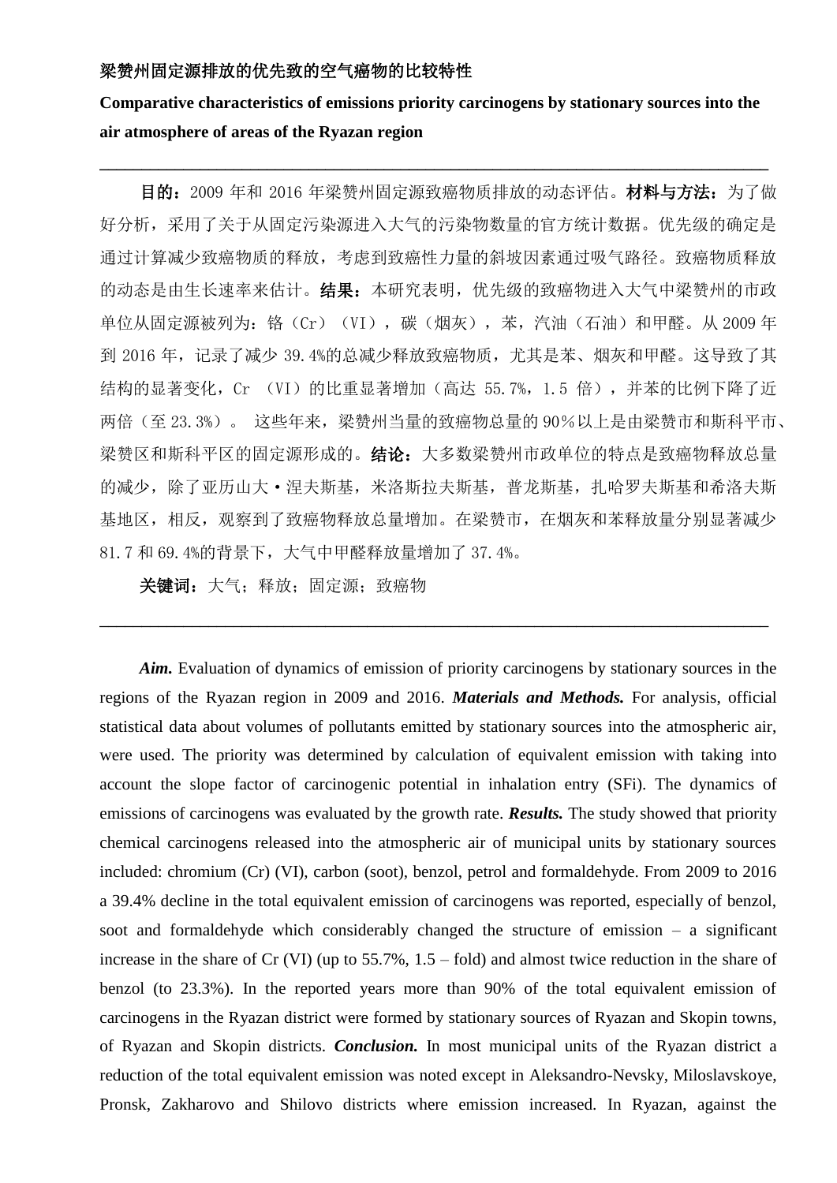**梁赞州固定源排放的优先致的空气癌物的比较特性**

**Comparative characteristics of emissions priority carcinogens by stationary sources into the air atmosphere of areas of the Ryazan region**

---

**目的**：2009 年和 2016 年梁赞州固定源致癌物质排放的动态评估。**材料与方法**：为了做好分析，采用了关于从固定污染源进入大气的污染物数量的官方统计数据。优先级的确定是通过计算减少致癌物质的释放，考虑到致癌性力量的斜坡因素通过吸气路径。致癌物质释放的动态是由生长速率来估计。**结果**：本研究表明，优先级的致癌物进入大气中梁赞州的市政单位从固定源被列为：铬（Cr）（VI），碳（烟灰），苯，汽油（石油）和甲醛。从 2009 年到 2016 年，记录了减少 39.4%的总减少释放致癌物质，尤其是苯、烟灰和甲醛。这导致了其结构的显著变化，Cr （VI）的比重显著增加（高达 55.7%，1.5 倍），并苯的比例下降了近两倍（至 23.3%）。 这些年来，梁赞州当量的致癌物总量的 90％以上是由梁赞市和斯科平市、梁赞区和斯科平区的固定源形成的。**结论**：大多数梁赞州市政单位的特点是致癌物释放总量的减少，除了亚历山大·涅夫斯基，米洛斯拉夫斯基，普龙斯基，扎哈罗夫斯基和希洛夫斯基地区，相反，观察到了致癌物释放总量增加。在梁赞市，在烟灰和苯释放量分别显著减少 81.7 和 69.4%的背景下，大气中甲醛释放量增加了 37.4%。

**关键词**：大气；释放；固定源；致癌物

---

***Aim.*** Evaluation of dynamics of emission of priority carcinogens by stationary sources in the regions of the Ryazan region in 2009 and 2016. ***Materials and Methods.*** For analysis, official statistical data about volumes of pollutants emitted by stationary sources into the atmospheric air, were used. The priority was determined by calculation of equivalent emission with taking into account the slope factor of carcinogenic potential in inhalation entry (SFi). The dynamics of emissions of carcinogens was evaluated by the growth rate. ***Results.*** The study showed that priority chemical carcinogens released into the atmospheric air of municipal units by stationary sources included: chromium (Cr) (VI), carbon (soot), benzol, petrol and formaldehyde. From 2009 to 2016 a 39.4% decline in the total equivalent emission of carcinogens was reported, especially of benzol, soot and formaldehyde which considerably changed the structure of emission – a significant increase in the share of Cr (VI) (up to 55.7%, 1.5 – fold) and almost twice reduction in the share of benzol (to 23.3%). In the reported years more than 90% of the total equivalent emission of carcinogens in the Ryazan district were formed by stationary sources of Ryazan and Skopin towns, of Ryazan and Skopin districts. ***Conclusion.*** In most municipal units of the Ryazan district a reduction of the total equivalent emission was noted except in Aleksandro-Nevsky, Miloslavskoye, Pronsk, Zakharovo and Shilovo districts where emission increased. In Ryazan, against the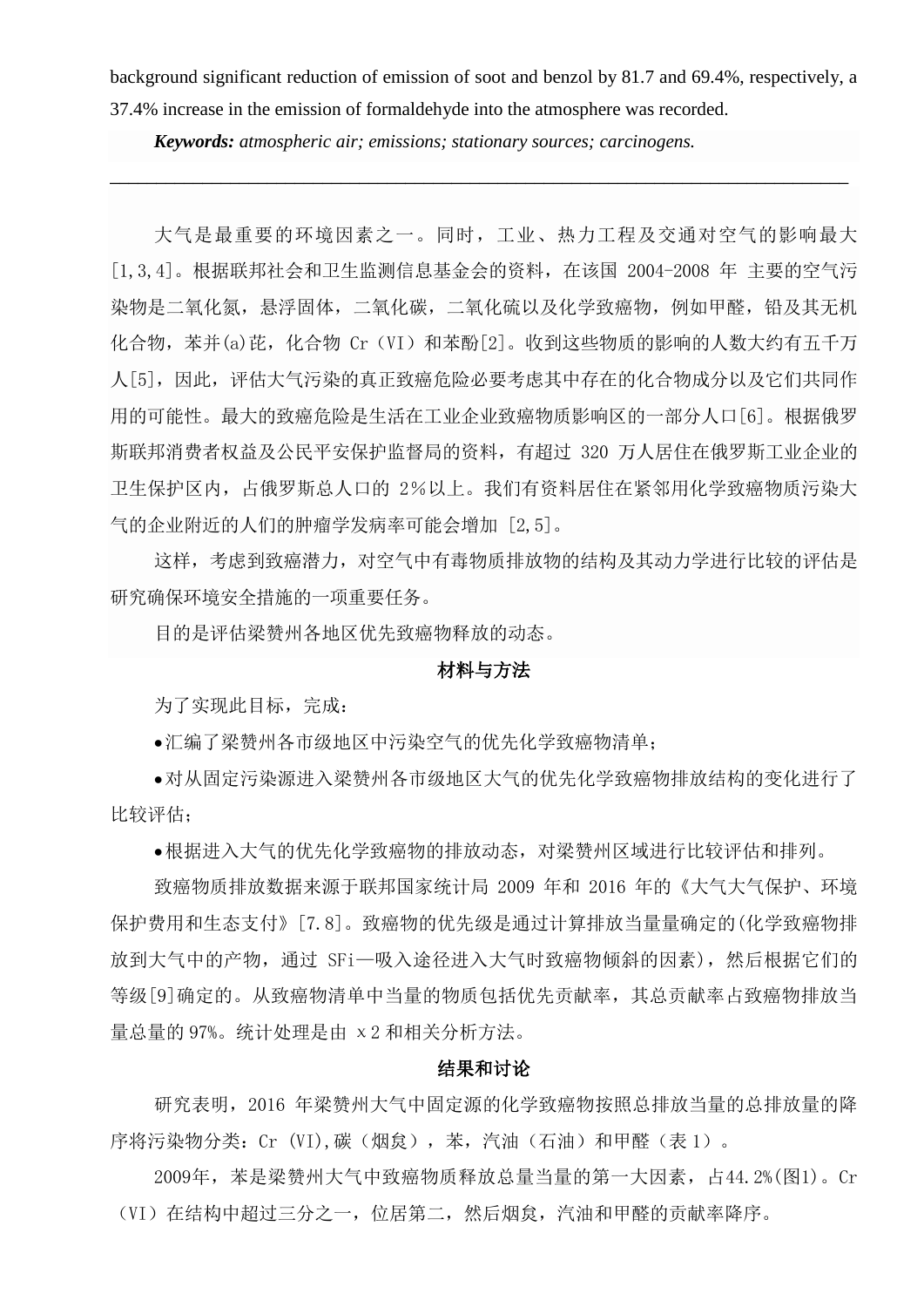background significant reduction of emission of soot and benzol by 81.7 and 69.4%, respectively, a 37.4% increase in the emission of formaldehyde into the atmosphere was recorded.

***Keywords:*** *atmospheric air; emissions; stationary sources; carcinogens.*

---

大气是最重要的环境因素之一。同时，工业、热力工程及交通对空气的影响最大[1,3,4]。根据联邦社会和卫生监测信息基金会的资料，在该国 2004-2008 年 主要的空气污染物是二氧化氮，悬浮固体，二氧化碳，二氧化硫以及化学致癌物，例如甲醛，铅及其无机化合物，苯并(a)芘，化合物 Cr（VI）和苯酚[2]。收到这些物质的影响的人数大约有五千万人[5]，因此，评估大气污染的真正致癌危险必要考虑其中存在的化合物成分以及它们共同作用的可能性。最大的致癌危险是生活在工业企业致癌物质影响区的一部分人口[6]。根据俄罗斯联邦消费者权益及公民平安保护监督局的资料，有超过 320 万人居住在俄罗斯工业企业的卫生保护区内，占俄罗斯总人口的 2%以上。我们有资料居住在紧邻用化学致癌物质污染大气的企业附近的人们的肿瘤学发病率可能会增加 [2,5]。

这样，考虑到致癌潜力，对空气中有毒物质排放物的结构及其动力学进行比较的评估是研究确保环境安全措施的一项重要任务。

目的是评估梁赞州各地区优先致癌物释放的动态。

## 材料与方法

为了实现此目标，完成：

- 汇编了梁赞州各市级地区中污染空气的优先化学致癌物清单；
- 对从固定污染源进入梁赞州各市级地区大气的优先化学致癌物排放结构的变化进行了比较评估；
- 根据进入大气的优先化学致癌物的排放动态，对梁赞州区域进行比较评估和排列。

致癌物质排放数据来源于联邦国家统计局 2009 年和 2016 年的《大气大气保护、环境保护费用和生态支付》[7.8]。致癌物的优先级是通过计算排放当量量确定的(化学致癌物排放到大气中的产物，通过 SFi—吸入途径进入大气时致癌物倾斜的因素)，然后根据它们的等级[9]确定的。从致癌物清单中当量的物质包括优先贡献率，其总贡献率占致癌物排放当量总量的 97%。统计处理是由 $\chi 2$ 和相关分析方法。

## 结果和讨论

研究表明，2016 年梁赞州大气中固定源的化学致癌物按照总排放当量的总排放量的降序将污染物分类：Cr (VI),碳（烟炱），苯，汽油（石油）和甲醛（表 1）。

2009年，苯是梁赞州大气中致癌物质释放总量当量的第一大因素，占44.2%(图1)。Cr（VI）在结构中超过三分之一，位居第二，然后烟炱，汽油和甲醛的贡献率降序。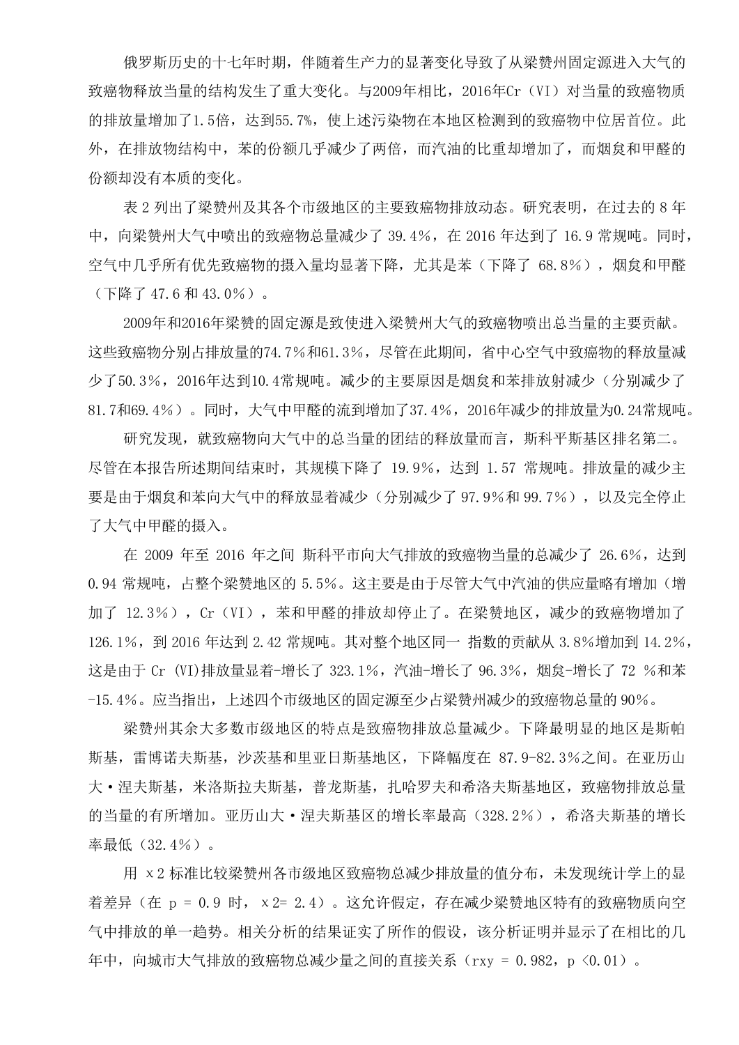俄罗斯历史的十七年时期，伴随着生产力的显著变化导致了从梁赞州固定源进入大气的致癌物释放当量的结构发生了重大变化。与2009年相比，2016年Cr（VI）对当量的致癌物质的排放量增加了1.5倍，达到55.7%，使上述污染物在本地区检测到的致癌物中位居首位。此外，在排放物结构中，苯的份额几乎减少了两倍，而汽油的比重却增加了，而烟炱和甲醛的份额却没有本质的变化。

表 2 列出了梁赞州及其各个市级地区的主要致癌物排放动态。研究表明，在过去的 8 年中，向梁赞州大气中喷出的致癌物总量减少了 39.4%，在 2016 年达到了 16.9 常规吨。同时，空气中几乎所有优先致癌物的摄入量均显著下降，尤其是苯（下降了 68.8%），烟炱和甲醛（下降了 47.6 和 43.0%）。

2009年和2016年梁赞的固定源是致使进入梁赞州大气的致癌物喷出总当量的主要贡献。这些致癌物分别占排放量的74.7%和61.3%，尽管在此期间，省中心空气中致癌物的释放量减少了50.3%，2016年达到10.4常规吨。减少的主要原因是烟炱和苯排放射减少（分别减少了81.7和69.4%）。同时，大气中甲醛的流到增加了37.4%，2016年减少的排放量为0.24常规吨。

研究发现，就致癌物向大气中的总当量的团结的释放量而言，斯科平斯基区排名第二。尽管在本报告所述期间结束时，其规模下降了 19.9%，达到 1.57 常规吨。排放量的减少主要是由于烟炱和苯向大气中的释放显着减少（分别减少了 97.9%和 99.7%），以及完全停止了大气中甲醛的摄入。

在 2009 年至 2016 年之间 斯科平市向大气排放的致癌物当量的总减少了 26.6%，达到 0.94 常规吨，占整个梁赞地区的 5.5%。这主要是由于尽管大气中汽油的供应量略有增加（增加了 12.3%），Cr（VI），苯和甲醛的排放却停止了。在梁赞地区，减少的致癌物增加了 126.1%，到 2016 年达到 2.42 常规吨。其对整个地区同一 指数的贡献从 3.8%增加到 14.2%，这是由于 Cr (VI)排放量显着-增长了 323.1%，汽油-增长了 96.3%，烟炱-增长了 72 %和苯-15.4%。应当指出，上述四个市级地区的固定源至少占梁赞州减少的致癌物总量的 90%。

梁赞州其余大多数市级地区的特点是致癌物排放总量减少。下降最明显的地区是斯帕斯基，雷博诺夫斯基，沙茨基和里亚日斯基地区，下降幅度在 87.9-82.3%之间。在亚历山大・涅夫斯基，米洛斯拉夫斯基，普龙斯基，扎哈罗夫和希洛夫斯基地区，致癌物排放总量的当量的有所增加。亚历山大・涅夫斯基区的增长率最高（328.2%），希洛夫斯基的增长率最低（32.4%）。

用 $\chi^2$ 标准比较梁赞州各市级地区致癌物总减少排放量的值分布，未发现统计学上的显着差异（在 $p = 0.9$ 时，$\chi^2 = 2.4$）。这允许假定，存在减少梁赞地区特有的致癌物质向空气中排放的单一趋势。相关分析的结果证实了所作的假设，该分析证明并显示了在相比的几年中，向城市大气排放的致癌物总减少量之间的直接关系（$r_{xy} = 0.982$，$p < 0.01$）。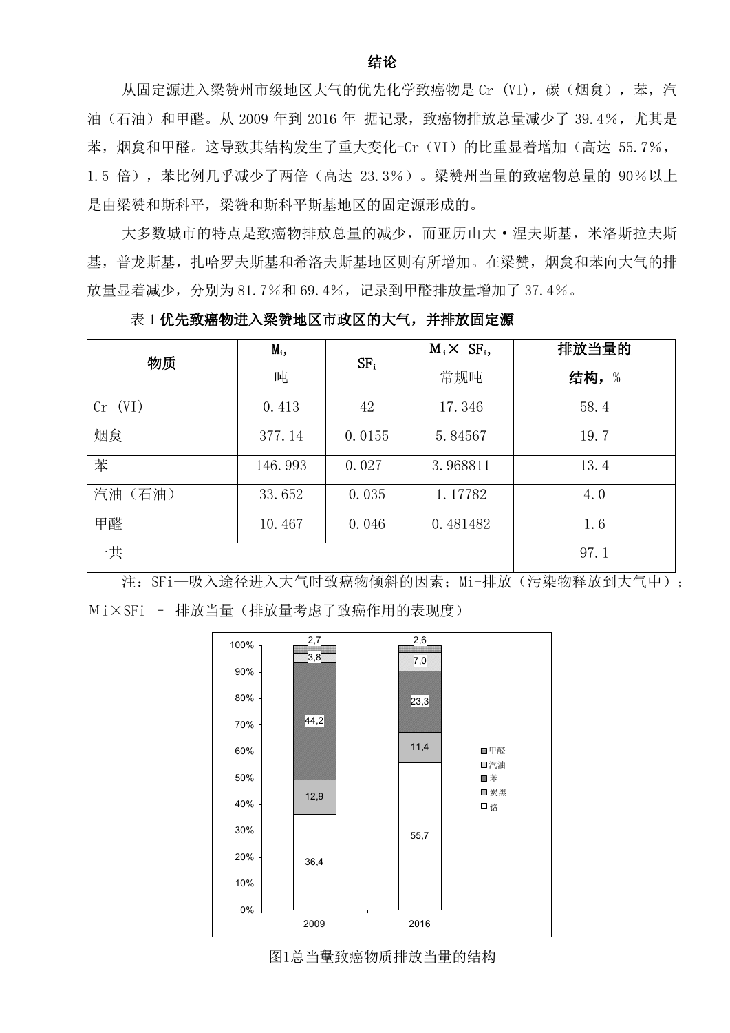## 结论

从固定源进入梁赞州市级地区大气的优先化学致癌物是 Cr (VI)，碳（烟炱），苯，汽油（石油）和甲醛。从 2009 年到 2016 年 据记录，致癌物排放总量减少了 39.4%，尤其是苯，烟炱和甲醛。这导致其结构发生了重大变化-Cr（VI）的比重显着增加（高达 55.7%，1.5 倍），苯比例几乎减少了两倍（高达 23.3%）。梁赞州当量的致癌物总量的 90%以上是由梁赞和斯科平，梁赞和斯科平斯基地区的固定源形成的。

大多数城市的特点是致癌物排放总量的减少，而亚历山大·涅夫斯基，米洛斯拉夫斯基，普龙斯基，扎哈罗夫斯基和希洛夫斯基地区则有所增加。在梁赞，烟炱和苯向大气的排放量显着减少，分别为81.7%和69.4%，记录到甲醛排放量增加了 37.4%。

表 1 **优先致癌物进入梁赞地区市政区的大气，并排放固定源**

| 物质 | $M_i$，吨 | $SF_i$ | $M_i \times SF_i$，常规吨 | 排放当量的结构，% |
|---|---|---|---|---|
| Cr (VI) | 0.413 | 42 | 17.346 | 58.4 |
| 烟炱 | 377.14 | 0.0155 | 5.84567 | 19.7 |
| 苯 | 146.993 | 0.027 | 3.968811 | 13.4 |
| 汽油（石油） | 33.652 | 0.035 | 1.17782 | 4.0 |
| 甲醛 | 10.467 | 0.046 | 0.481482 | 1.6 |
| 一共 | | | | 97.1 |

注：SFi—吸入途径进入大气时致癌物倾斜的因素；Mi-排放（污染物释放到大气中）；Mi×SFi – 排放当量（排放量考虑了致癌作用的表现度）

图1总当量致癌物质排放当量的结构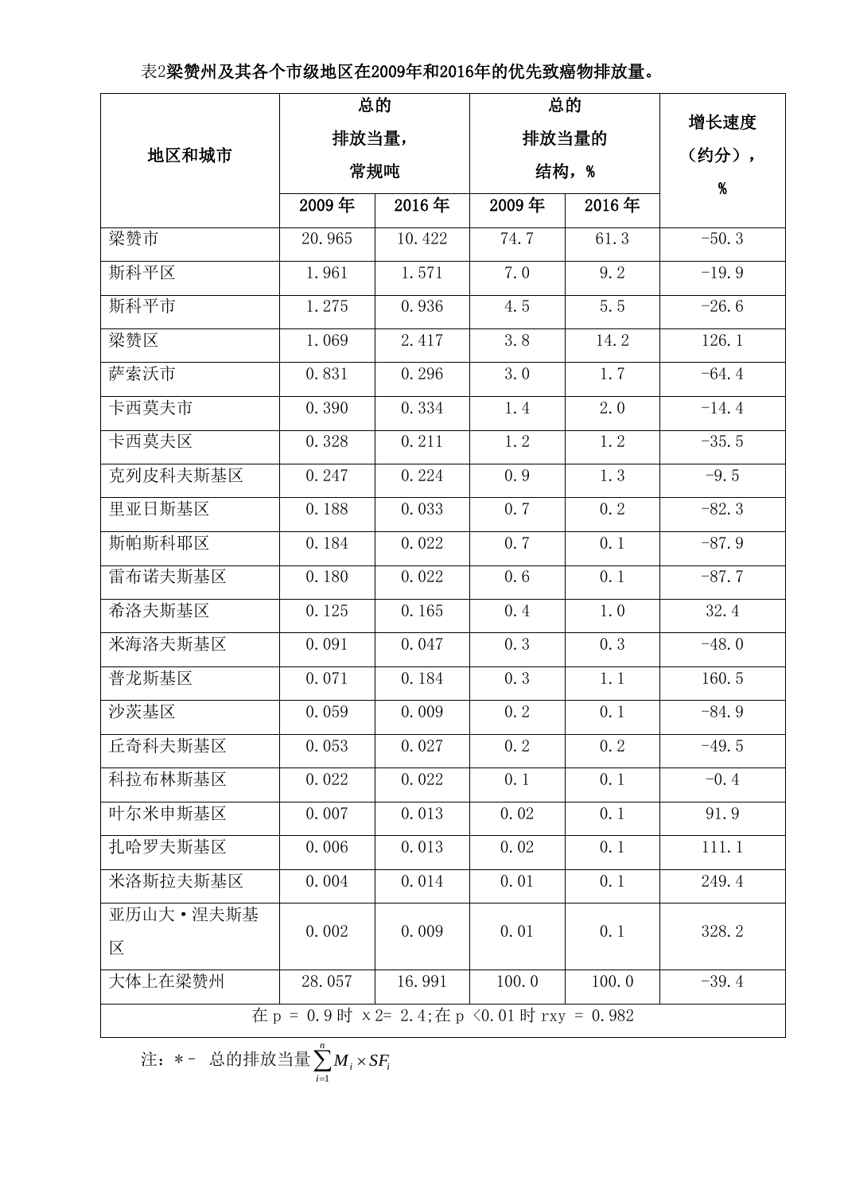表2梁赞州及其各个市级地区在2009年和2016年的优先致癌物排放量。

| 地区和城市 | 总的排放当量，常规吨 | | 总的排放当量的结构，% | | 增长速度（约分），% |
|---|---|---|---|---|---|
| | 2009 年 | 2016 年 | 2009 年 | 2016 年 | |
| 梁赞市 | 20.965 | 10.422 | 74.7 | 61.3 | -50.3 |
| 斯科平区 | 1.961 | 1.571 | 7.0 | 9.2 | -19.9 |
| 斯科平市 | 1.275 | 0.936 | 4.5 | 5.5 | -26.6 |
| 梁赞区 | 1.069 | 2.417 | 3.8 | 14.2 | 126.1 |
| 萨索沃市 | 0.831 | 0.296 | 3.0 | 1.7 | -64.4 |
| 卡西莫夫市 | 0.390 | 0.334 | 1.4 | 2.0 | -14.4 |
| 卡西莫夫区 | 0.328 | 0.211 | 1.2 | 1.2 | -35.5 |
| 克列皮科夫斯基区 | 0.247 | 0.224 | 0.9 | 1.3 | -9.5 |
| 里亚日斯基区 | 0.188 | 0.033 | 0.7 | 0.2 | -82.3 |
| 斯帕斯科耶区 | 0.184 | 0.022 | 0.7 | 0.1 | -87.9 |
| 雷布诺夫斯基区 | 0.180 | 0.022 | 0.6 | 0.1 | -87.7 |
| 希洛夫斯基区 | 0.125 | 0.165 | 0.4 | 1.0 | 32.4 |
| 米海洛夫斯基区 | 0.091 | 0.047 | 0.3 | 0.3 | -48.0 |
| 普龙斯基区 | 0.071 | 0.184 | 0.3 | 1.1 | 160.5 |
| 沙茨基区 | 0.059 | 0.009 | 0.2 | 0.1 | -84.9 |
| 丘奇科夫斯基区 | 0.053 | 0.027 | 0.2 | 0.2 | -49.5 |
| 科拉布林斯基区 | 0.022 | 0.022 | 0.1 | 0.1 | -0.4 |
| 叶尔米申斯基区 | 0.007 | 0.013 | 0.02 | 0.1 | 91.9 |
| 扎哈罗夫斯基区 | 0.006 | 0.013 | 0.02 | 0.1 | 111.1 |
| 米洛斯拉夫斯基区 | 0.004 | 0.014 | 0.01 | 0.1 | 249.4 |
| 亚历山大·涅夫斯基区 | 0.002 | 0.009 | 0.01 | 0.1 | 328.2 |
| 大体上在梁赞州 | 28.057 | 16.991 | 100.0 | 100.0 | -39.4 |
| 在 $p = 0.9$ 时 $\chi 2= 2.4$;在 $p < 0.01$ 时 $r_{xy} = 0.982$ | | | | | |

注：* - 总的排放当量 $\sum_{i=1}^{n} M_i \times SF_i$